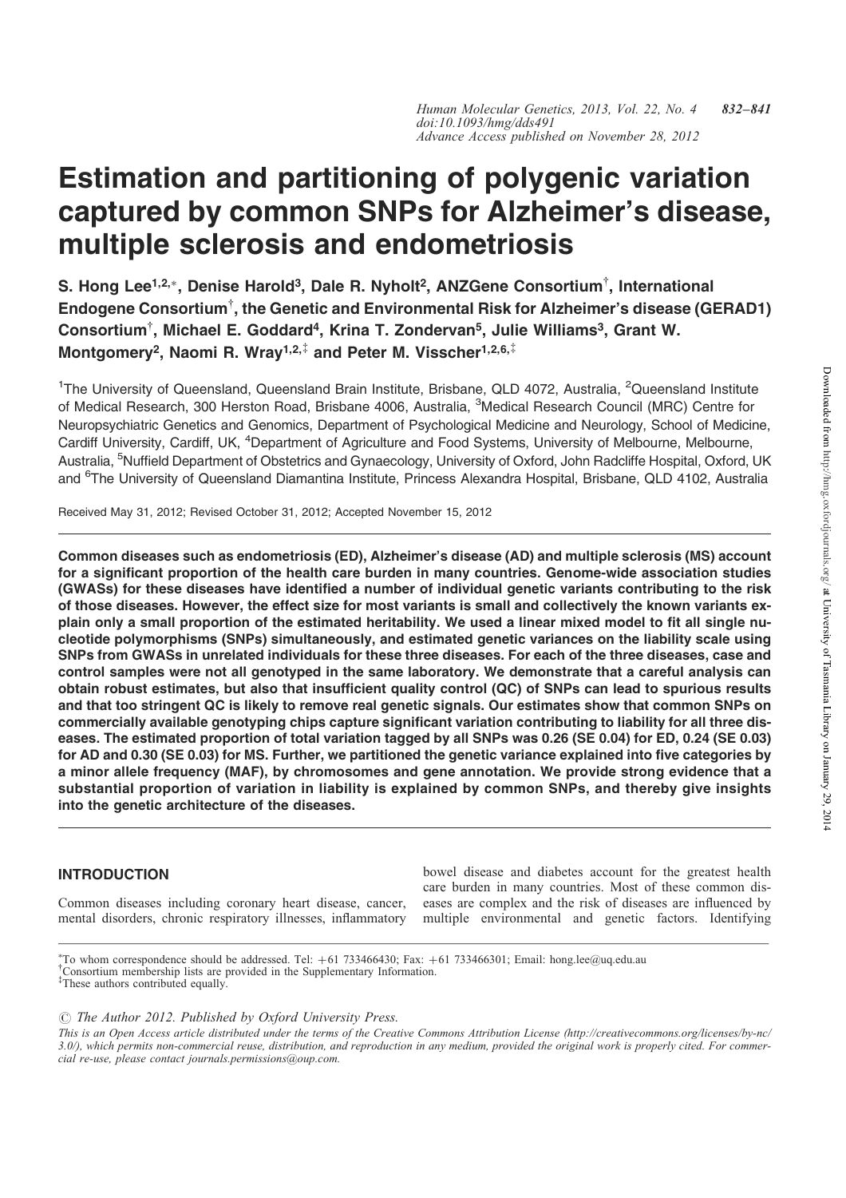# Estimation and partitioning of polygenic variation captured by common SNPs for Alzheimer's disease, multiple sclerosis and endometriosis

S. Hong Lee[1,2,*], Denise Harold[3], Dale R. Nyholt[2], ANZGene Consortium[†], International Endogene Consortium[†], the Genetic and Environmental Risk for Alzheimer's disease (GERAD1) Consortium[†], Michael E. Goddard[4], Krina T. Zondervan[5], Julie Williams[3], Grant W. Montgomery[2], Naomi R. Wray[1,2,‡] and Peter M. Visscher[1,2,6,‡]

[1]The University of Queensland, Queensland Brain Institute, Brisbane, QLD 4072, Australia, [2]Queensland Institute of Medical Research, 300 Herston Road, Brisbane 4006, Australia, [3]Medical Research Council (MRC) Centre for Neuropsychiatric Genetics and Genomics, Department of Psychological Medicine and Neurology, School of Medicine, Cardiff University, Cardiff, UK, [4]Department of Agriculture and Food Systems, University of Melbourne, Melbourne, Australia, [5]Nuffield Department of Obstetrics and Gynaecology, University of Oxford, John Radcliffe Hospital, Oxford, UK and [6]The University of Queensland Diamantina Institute, Princess Alexandra Hospital, Brisbane, QLD 4102, Australia

Received May 31, 2012; Revised October 31, 2012; Accepted November 15, 2012

**Common diseases such as endometriosis (ED), Alzheimer's disease (AD) and multiple sclerosis (MS) account for a significant proportion of the health care burden in many countries. Genome-wide association studies (GWASs) for these diseases have identified a number of individual genetic variants contributing to the risk of those diseases. However, the effect size for most variants is small and collectively the known variants explain only a small proportion of the estimated heritability. We used a linear mixed model to fit all single nucleotide polymorphisms (SNPs) simultaneously, and estimated genetic variances on the liability scale using SNPs from GWASs in unrelated individuals for these three diseases. For each of the three diseases, case and control samples were not all genotyped in the same laboratory. We demonstrate that a careful analysis can obtain robust estimates, but also that insufficient quality control (QC) of SNPs can lead to spurious results and that too stringent QC is likely to remove real genetic signals. Our estimates show that common SNPs on commercially available genotyping chips capture significant variation contributing to liability for all three diseases. The estimated proportion of total variation tagged by all SNPs was 0.26 (SE 0.04) for ED, 0.24 (SE 0.03) for AD and 0.30 (SE 0.03) for MS. Further, we partitioned the genetic variance explained into five categories by a minor allele frequency (MAF), by chromosomes and gene annotation. We provide strong evidence that a substantial proportion of variation in liability is explained by common SNPs, and thereby give insights into the genetic architecture of the diseases.**

## INTRODUCTION

Common diseases including coronary heart disease, cancer, mental disorders, chronic respiratory illnesses, inflammatory bowel disease and diabetes account for the greatest health care burden in many countries. Most of these common diseases are complex and the risk of diseases are influenced by multiple environmental and genetic factors. Identifying

*To whom correspondence should be addressed. Tel: +61 733466430; Fax: +61 733466301; Email: hong.lee@uq.edu.au
†Consortium membership lists are provided in the Supplementary Information.
‡These authors contributed equally.

© The Author 2012. Published by Oxford University Press.
This is an Open Access article distributed under the terms of the Creative Commons Attribution License (http://creativecommons.org/licenses/by-nc/3.0/), which permits non-commercial reuse, distribution, and reproduction in any medium, provided the original work is properly cited. For commercial re-use, please contact journals.permissions@oup.com.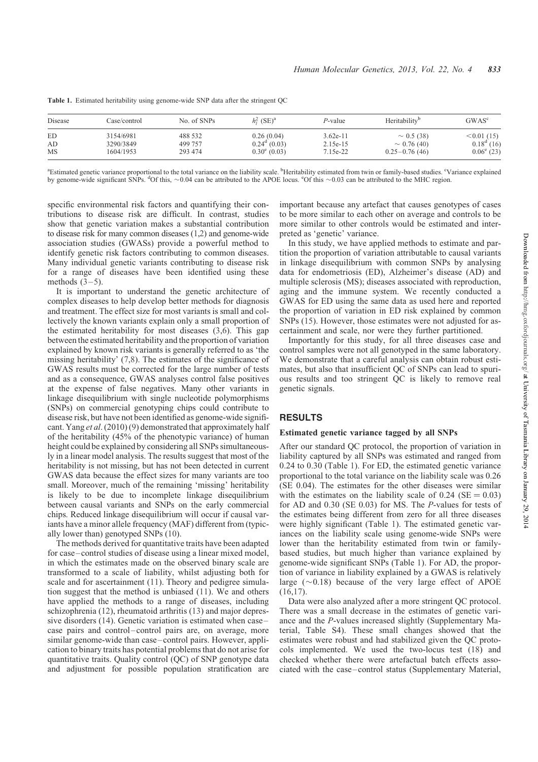**Table 1.** Estimated heritability using genome-wide SNP data after the stringent QC

| Disease | Case/control | No. of SNPs | $h_l^2$ (SE)[a] | $P$-value | Heritability[b] | GWAS[c] |
|---|---|---|---|---|---|---|
| ED | 3154/6981 | 488 532 | 0.26 (0.04) | 3.62e-11 | ∼ 0.5 (38) | <0.01 (15) |
| AD | 3290/3849 | 499 757 | 0.24[d] (0.03) | 2.15e-15 | ∼ 0.76 (40) | 0.18[d] (16) |
| MS | 1604/1953 | 293 474 | 0.30[e] (0.03) | 7.15e-22 | 0.25–0.76 (46) | 0.06[e] (23) |

[a]Estimated genetic variance proportional to the total variance on the liability scale. [b]Heritability estimated from twin or family-based studies. [c]Variance explained by genome-wide significant SNPs. [d]Of this, ∼0.04 can be attributed to the APOE locus. [e]Of this ∼0.03 can be attributed to the MHC region.

specific environmental risk factors and quantifying their contributions to disease risk are difficult. In contrast, studies show that genetic variation makes a substantial contribution to disease risk for many common diseases (1,2) and genome-wide association studies (GWASs) provide a powerful method to identify genetic risk factors contributing to common diseases. Many individual genetic variants contributing to disease risk for a range of diseases have been identified using these methods (3–5).

It is important to understand the genetic architecture of complex diseases to help develop better methods for diagnosis and treatment. The effect size for most variants is small and collectively the known variants explain only a small proportion of the estimated heritability for most diseases (3,6). This gap between the estimated heritability and the proportion of variation explained by known risk variants is generally referred to as 'the missing heritability' (7,8). The estimates of the significance of GWAS results must be corrected for the large number of tests and as a consequence, GWAS analyses control false positives at the expense of false negatives. Many other variants in linkage disequilibrium with single nucleotide polymorphisms (SNPs) on commercial genotyping chips could contribute to disease risk, but have not been identified as genome-wide significant. Yang *et al*. (2010) (9) demonstrated that approximately half of the heritability (45% of the phenotypic variance) of human height could be explained by considering all SNPs simultaneously in a linear model analysis. The results suggest that most of the heritability is not missing, but has not been detected in current GWAS data because the effect sizes for many variants are too small. Moreover, much of the remaining 'missing' heritability is likely to be due to incomplete linkage disequilibrium between causal variants and SNPs on the early commercial chips. Reduced linkage disequilibrium will occur if causal variants have a minor allele frequency (MAF) different from (typically lower than) genotyped SNPs (10).

The methods derived for quantitative traits have been adapted for case–control studies of disease using a linear mixed model, in which the estimates made on the observed binary scale are transformed to a scale of liability, whilst adjusting both for scale and for ascertainment (11). Theory and pedigree simulation suggest that the method is unbiased (11). We and others have applied the methods to a range of diseases, including schizophrenia (12), rheumatoid arthritis (13) and major depressive disorders (14). Genetic variation is estimated when case–case pairs and control–control pairs are, on average, more similar genome-wide than case–control pairs. However, application to binary traits has potential problems that do not arise for quantitative traits. Quality control (QC) of SNP genotype data and adjustment for possible population stratification are important because any artefact that causes genotypes of cases to be more similar to each other on average and controls to be more similar to other controls would be estimated and interpreted as 'genetic' variance.

In this study, we have applied methods to estimate and partition the proportion of variation attributable to causal variants in linkage disequilibrium with common SNPs by analysing data for endometriosis (ED), Alzheimer's disease (AD) and multiple sclerosis (MS); diseases associated with reproduction, aging and the immune system. We recently conducted a GWAS for ED using the same data as used here and reported the proportion of variation in ED risk explained by common SNPs (15). However, those estimates were not adjusted for ascertainment and scale, nor were they further partitioned.

Importantly for this study, for all three diseases case and control samples were not all genotyped in the same laboratory. We demonstrate that a careful analysis can obtain robust estimates, but also that insufficient QC of SNPs can lead to spurious results and too stringent QC is likely to remove real genetic signals.

## RESULTS

### Estimated genetic variance tagged by all SNPs

After our standard QC protocol, the proportion of variation in liability captured by all SNPs was estimated and ranged from 0.24 to 0.30 (Table 1). For ED, the estimated genetic variance proportional to the total variance on the liability scale was 0.26 (SE 0.04). The estimates for the other diseases were similar with the estimates on the liability scale of 0.24 (SE = 0.03) for AD and 0.30 (SE 0.03) for MS. The $P$-values for tests of the estimates being different from zero for all three diseases were highly significant (Table 1). The estimated genetic variances on the liability scale using genome-wide SNPs were lower than the heritability estimated from twin or family-based studies, but much higher than variance explained by genome-wide significant SNPs (Table 1). For AD, the proportion of variance in liability explained by a GWAS is relatively large (∼0.18) because of the very large effect of APOE (16,17).

Data were also analyzed after a more stringent QC protocol. There was a small decrease in the estimates of genetic variance and the $P$-values increased slightly (Supplementary Material, Table S4). These small changes showed that the estimates were robust and had stabilized given the QC protocols implemented. We used the two-locus test (18) and checked whether there were artefactual batch effects associated with the case–control status (Supplementary Material,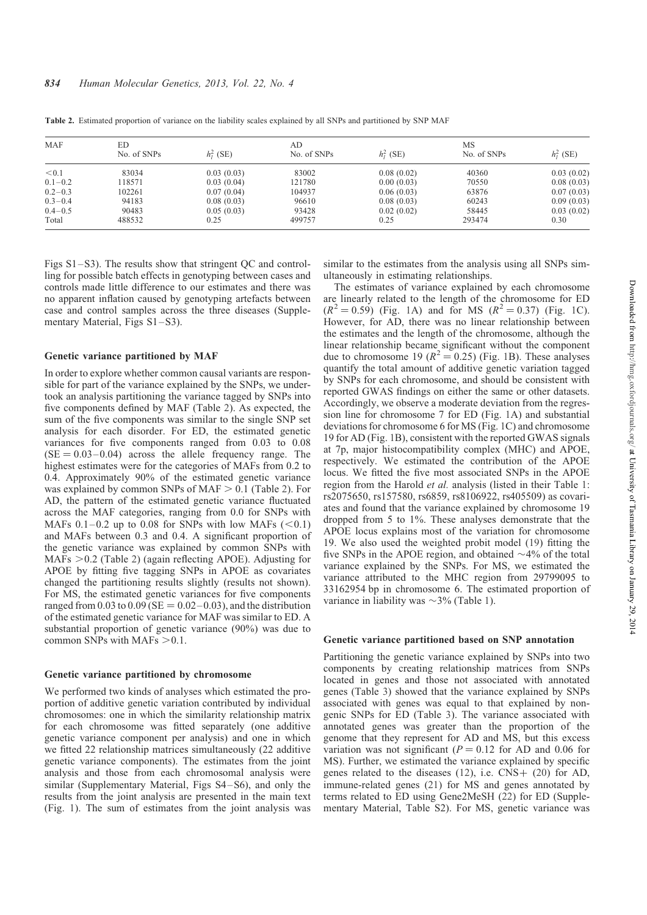**Table 2.** Estimated proportion of variance on the liability scales explained by all SNPs and partitioned by SNP MAF

| MAF | ED No. of SNPs | $h_l^2$ (SE) | AD No. of SNPs | $h_l^2$ (SE) | MS No. of SNPs | $h_l^2$ (SE) |
|---|---|---|---|---|---|---|
| <0.1 | 83034 | 0.03 (0.03) | 83002 | 0.08 (0.02) | 40360 | 0.03 (0.02) |
| 0.1–0.2 | 118571 | 0.03 (0.04) | 121780 | 0.00 (0.03) | 70550 | 0.08 (0.03) |
| 0.2–0.3 | 102261 | 0.07 (0.04) | 104937 | 0.06 (0.03) | 63876 | 0.07 (0.03) |
| 0.3–0.4 | 94183 | 0.08 (0.03) | 96610 | 0.08 (0.03) | 60243 | 0.09 (0.03) |
| 0.4–0.5 | 90483 | 0.05 (0.03) | 93428 | 0.02 (0.02) | 58445 | 0.03 (0.02) |
| Total | 488532 | 0.25 | 499757 | 0.25 | 293474 | 0.30 |

Figs S1–S3). The results show that stringent QC and controlling for possible batch effects in genotyping between cases and controls made little difference to our estimates and there was no apparent inflation caused by genotyping artefacts between case and control samples across the three diseases (Supplementary Material, Figs S1–S3).

### Genetic variance partitioned by MAF

In order to explore whether common causal variants are responsible for part of the variance explained by the SNPs, we undertook an analysis partitioning the variance tagged by SNPs into five components defined by MAF (Table 2). As expected, the sum of the five components was similar to the single SNP set analysis for each disorder. For ED, the estimated genetic variances for five components ranged from 0.03 to 0.08 (SE = 0.03–0.04) across the allele frequency range. The highest estimates were for the categories of MAFs from 0.2 to 0.4. Approximately 90% of the estimated genetic variance was explained by common SNPs of MAF > 0.1 (Table 2). For AD, the pattern of the estimated genetic variance fluctuated across the MAF categories, ranging from 0.0 for SNPs with MAFs 0.1–0.2 up to 0.08 for SNPs with low MAFs (<0.1) and MAFs between 0.3 and 0.4. A significant proportion of the genetic variance was explained by common SNPs with MAFs >0.2 (Table 2) (again reflecting APOE). Adjusting for APOE by fitting five tagging SNPs in APOE as covariates changed the partitioning results slightly (results not shown). For MS, the estimated genetic variances for five components ranged from 0.03 to 0.09 (SE = 0.02–0.03), and the distribution of the estimated genetic variance for MAF was similar to ED. A substantial proportion of genetic variance (90%) was due to common SNPs with MAFs >0.1.

### Genetic variance partitioned by chromosome

We performed two kinds of analyses which estimated the proportion of additive genetic variation contributed by individual chromosomes: one in which the similarity relationship matrix for each chromosome was fitted separately (one additive genetic variance component per analysis) and one in which we fitted 22 relationship matrices simultaneously (22 additive genetic variance components). The estimates from the joint analysis and those from each chromosomal analysis were similar (Supplementary Material, Figs S4–S6), and only the results from the joint analysis are presented in the main text (Fig. 1). The sum of estimates from the joint analysis was similar to the estimates from the analysis using all SNPs simultaneously in estimating relationships.

The estimates of variance explained by each chromosome are linearly related to the length of the chromosome for ED ($R^2 = 0.59$) (Fig. 1A) and for MS ($R^2 = 0.37$) (Fig. 1C). However, for AD, there was no linear relationship between the estimates and the length of the chromosome, although the linear relationship became significant without the component due to chromosome 19 ($R^2 = 0.25$) (Fig. 1B). These analyses quantify the total amount of additive genetic variation tagged by SNPs for each chromosome, and should be consistent with reported GWAS findings on either the same or other datasets. Accordingly, we observe a moderate deviation from the regression line for chromosome 7 for ED (Fig. 1A) and substantial deviations for chromosome 6 for MS (Fig. 1C) and chromosome 19 for AD (Fig. 1B), consistent with the reported GWAS signals at 7p, major histocompatibility complex (MHC) and APOE, respectively. We estimated the contribution of the APOE locus. We fitted the five most associated SNPs in the APOE region from the Harold *et al.* analysis (listed in their Table 1: rs2075650, rs157580, rs6859, rs8106922, rs405509) as covariates and found that the variance explained by chromosome 19 dropped from 5 to 1%. These analyses demonstrate that the APOE locus explains most of the variance for chromosome 19. We also used the weighted probit model (19) fitting the five SNPs in the APOE region, and obtained ~4% of the total variance explained by the SNPs. For MS, we estimated the variance attributed to the MHC region from 29799095 to 33162954 bp in chromosome 6. The estimated proportion of variance in liability was ~3% (Table 1).

### Genetic variance partitioned based on SNP annotation

Partitioning the genetic variance explained by SNPs into two components by creating relationship matrices from SNPs located in genes and those not associated with annotated genes (Table 3) showed that the variance explained by SNPs associated with genes was equal to that explained by non-genic SNPs for ED (Table 3). The variance associated with annotated genes was greater than the proportion of the genome that they represent for AD and MS, but this excess variation was not significant ($P = 0.12$ for AD and 0.06 for MS). Further, we estimated the variance explained by specific genes related to the diseases (12), i.e. CNS+ (20) for AD, immune-related genes (21) for MS and genes annotated by terms related to ED using Gene2MeSH (22) for ED (Supplementary Material, Table S2). For MS, genetic variance was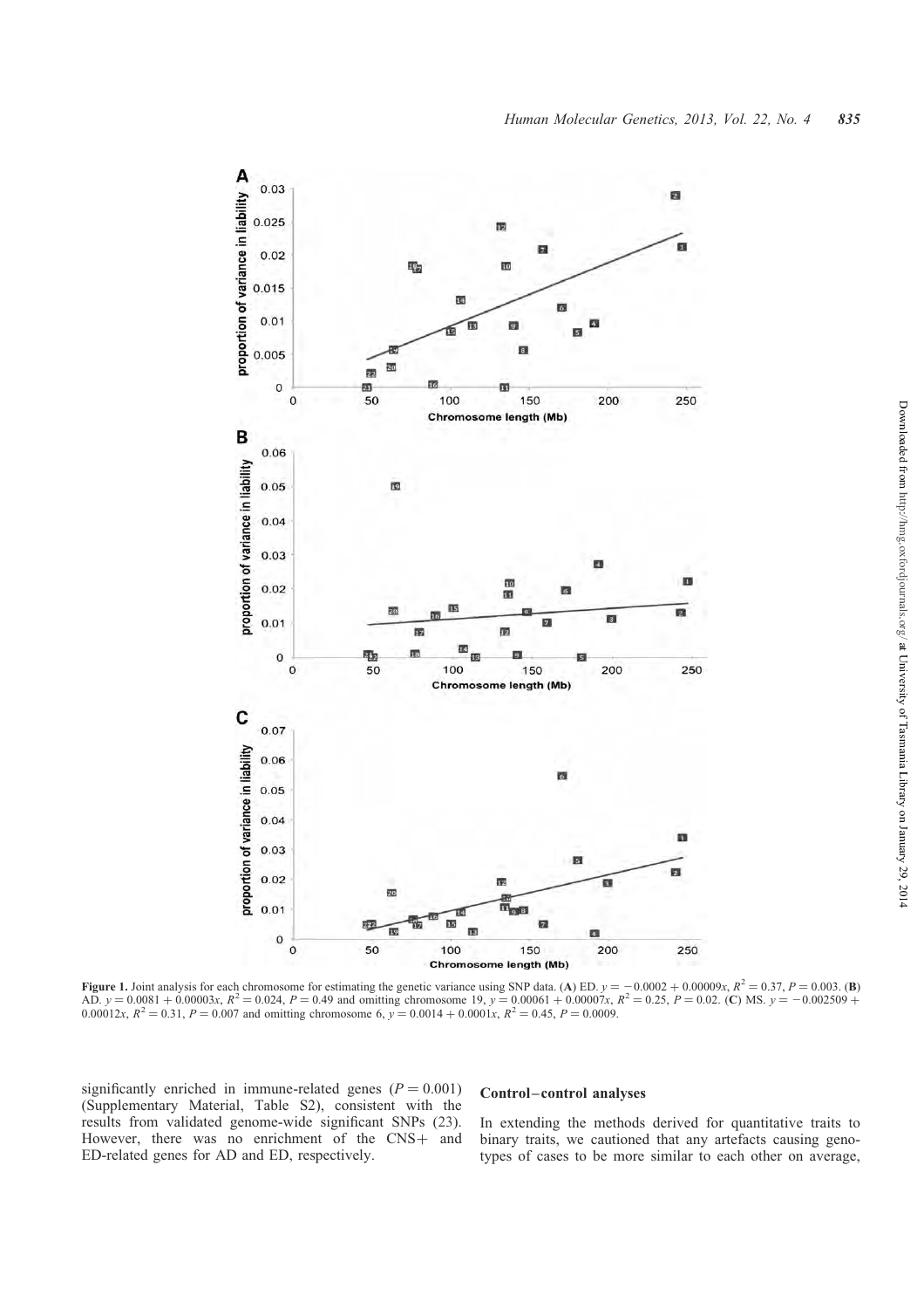**Figure 1.** Joint analysis for each chromosome for estimating the genetic variance using SNP data. (**A**) ED. $y = -0.0002 + 0.00009x$, $R^2 = 0.37$, $P = 0.003$. (**B**) AD. $y = 0.0081 + 0.00003x$, $R^2 = 0.024$, $P = 0.49$ and omitting chromosome 19, $y = 0.00061 + 0.00007x$, $R^2 = 0.25$, $P = 0.02$. (**C**) MS. $y = -0.002509 + 0.00012x$, $R^2 = 0.31$, $P = 0.007$ and omitting chromosome 6, $y = 0.0014 + 0.0001x$, $R^2 = 0.45$, $P = 0.0009$.

significantly enriched in immune-related genes ($P = 0.001$) (Supplementary Material, Table S2), consistent with the results from validated genome-wide significant SNPs (23). However, there was no enrichment of the CNS+ and ED-related genes for AD and ED, respectively.

### Control–control analyses

In extending the methods derived for quantitative traits to binary traits, we cautioned that any artefacts causing genotypes of cases to be more similar to each other on average,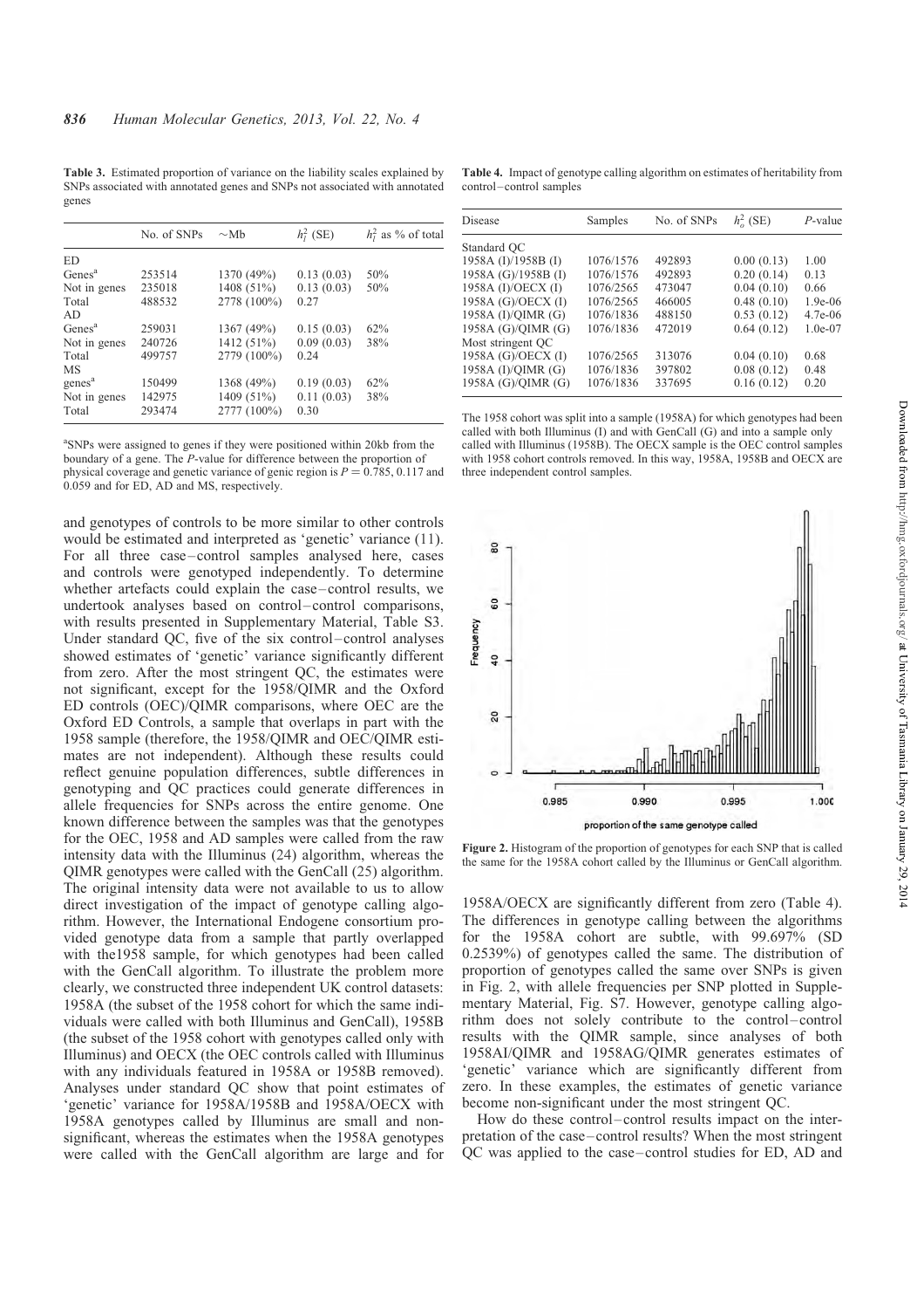**Table 3.** Estimated proportion of variance on the liability scales explained by SNPs associated with annotated genes and SNPs not associated with annotated genes

| | No. of SNPs | ~Mb | $h_l^2$ (SE) | $h_l^2$ as % of total |
|---|---|---|---|---|
| ED | | | | |
| Genes[a] | 253514 | 1370 (49%) | 0.13 (0.03) | 50% |
| Not in genes | 235018 | 1408 (51%) | 0.13 (0.03) | 50% |
| Total | 488532 | 2778 (100%) | 0.27 | |
| AD | | | | |
| Genes[a] | 259031 | 1367 (49%) | 0.15 (0.03) | 62% |
| Not in genes | 240726 | 1412 (51%) | 0.09 (0.03) | 38% |
| Total | 499757 | 2779 (100%) | 0.24 | |
| MS | | | | |
| genes[a] | 150499 | 1368 (49%) | 0.19 (0.03) | 62% |
| Not in genes | 142975 | 1409 (51%) | 0.11 (0.03) | 38% |
| Total | 293474 | 2777 (100%) | 0.30 | |

[a]SNPs were assigned to genes if they were positioned within 20kb from the boundary of a gene. The *P*-value for difference between the proportion of physical coverage and genetic variance of genic region is $P = 0.785$, 0.117 and 0.059 and for ED, AD and MS, respectively.

and genotypes of controls to be more similar to other controls would be estimated and interpreted as 'genetic' variance (11). For all three case–control samples analysed here, cases and controls were genotyped independently. To determine whether artefacts could explain the case–control results, we undertook analyses based on control–control comparisons, with results presented in Supplementary Material, Table S3. Under standard QC, five of the six control–control analyses showed estimates of 'genetic' variance significantly different from zero. After the most stringent QC, the estimates were not significant, except for the 1958/QIMR and the Oxford ED controls (OEC)/QIMR comparisons, where OEC are the Oxford ED Controls, a sample that overlaps in part with the 1958 sample (therefore, the 1958/QIMR and OEC/QIMR estimates are not independent). Although these results could reflect genuine population differences, subtle differences in genotyping and QC practices could generate differences in allele frequencies for SNPs across the entire genome. One known difference between the samples was that the genotypes for the OEC, 1958 and AD samples were called from the raw intensity data with the Illuminus (24) algorithm, whereas the QIMR genotypes were called with the GenCall (25) algorithm. The original intensity data were not available to us to allow direct investigation of the impact of genotype calling algorithm. However, the International Endogene consortium provided genotype data from a sample that partly overlapped with the1958 sample, for which genotypes had been called with the GenCall algorithm. To illustrate the problem more clearly, we constructed three independent UK control datasets: 1958A (the subset of the 1958 cohort for which the same individuals were called with both Illuminus and GenCall), 1958B (the subset of the 1958 cohort with genotypes called only with Illuminus) and OECX (the OEC controls called with Illuminus with any individuals featured in 1958A or 1958B removed). Analyses under standard QC show that point estimates of 'genetic' variance for 1958A/1958B and 1958A/OECX with 1958A genotypes called by Illuminus are small and non-significant, whereas the estimates when the 1958A genotypes were called with the GenCall algorithm are large and for 1958A/OECX are significantly different from zero (Table 4). The differences in genotype calling between the algorithms for the 1958A cohort are subtle, with 99.697% (SD 0.2539%) of genotypes called the same. The distribution of proportion of genotypes called the same over SNPs is given in Fig. 2, with allele frequencies per SNP plotted in Supplementary Material, Fig. S7. However, genotype calling algorithm does not solely contribute to the control–control results with the QIMR sample, since analyses of both 1958AI/QIMR and 1958AG/QIMR generates estimates of 'genetic' variance which are significantly different from zero. In these examples, the estimates of genetic variance become non-significant under the most stringent QC.

How do these control–control results impact on the interpretation of the case–control results? When the most stringent QC was applied to the case–control studies for ED, AD and

**Table 4.** Impact of genotype calling algorithm on estimates of heritability from control–control samples

| Disease | Samples | No. of SNPs | $h_o^2$ (SE) | *P*-value |
|---|---|---|---|---|
| Standard QC | | | | |
| 1958A (I)/1958B (I) | 1076/1576 | 492893 | 0.00 (0.13) | 1.00 |
| 1958A (G)/1958B (I) | 1076/1576 | 492893 | 0.20 (0.14) | 0.13 |
| 1958A (I)/OECX (I) | 1076/2565 | 473047 | 0.04 (0.10) | 0.66 |
| 1958A (G)/OECX (I) | 1076/2565 | 466005 | 0.48 (0.10) | 1.9e-06 |
| 1958A (I)/QIMR (G) | 1076/1836 | 488150 | 0.53 (0.12) | 4.7e-06 |
| 1958A (G)/QIMR (G) | 1076/1836 | 472019 | 0.64 (0.12) | 1.0e-07 |
| Most stringent QC | | | | |
| 1958A (G)/OECX (I) | 1076/2565 | 313076 | 0.04 (0.10) | 0.68 |
| 1958A (I)/QIMR (G) | 1076/1836 | 397802 | 0.08 (0.12) | 0.48 |
| 1958A (G)/QIMR (G) | 1076/1836 | 337695 | 0.16 (0.12) | 0.20 |

The 1958 cohort was split into a sample (1958A) for which genotypes had been called with both Illuminus (I) and with GenCall (G) and into a sample only called with Illuminus (1958B). The OECX sample is the OEC control samples with 1958 cohort controls removed. In this way, 1958A, 1958B and OECX are three independent control samples.

**Figure 2.** Histogram of the proportion of genotypes for each SNP that is called the same for the 1958A cohort called by the Illuminus or GenCall algorithm.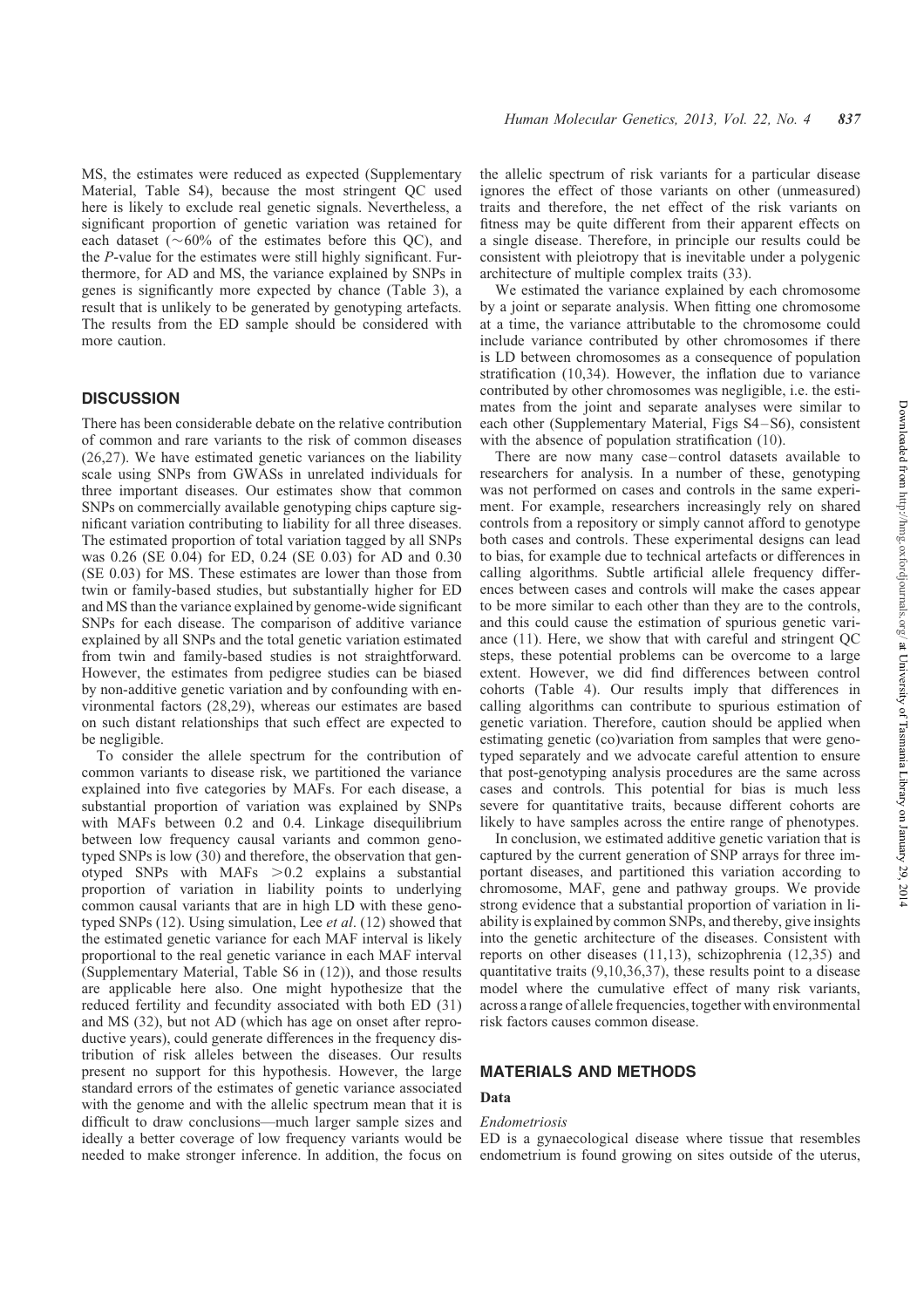MS, the estimates were reduced as expected (Supplementary Material, Table S4), because the most stringent QC used here is likely to exclude real genetic signals. Nevertheless, a significant proportion of genetic variation was retained for each dataset (~60% of the estimates before this QC), and the *P*-value for the estimates were still highly significant. Furthermore, for AD and MS, the variance explained by SNPs in genes is significantly more expected by chance (Table 3), a result that is unlikely to be generated by genotyping artefacts. The results from the ED sample should be considered with more caution.

## DISCUSSION

There has been considerable debate on the relative contribution of common and rare variants to the risk of common diseases (26,27). We have estimated genetic variances on the liability scale using SNPs from GWASs in unrelated individuals for three important diseases. Our estimates show that common SNPs on commercially available genotyping chips capture significant variation contributing to liability for all three diseases. The estimated proportion of total variation tagged by all SNPs was 0.26 (SE 0.04) for ED, 0.24 (SE 0.03) for AD and 0.30 (SE 0.03) for MS. These estimates are lower than those from twin or family-based studies, but substantially higher for ED and MS than the variance explained by genome-wide significant SNPs for each disease. The comparison of additive variance explained by all SNPs and the total genetic variation estimated from twin and family-based studies is not straightforward. However, the estimates from pedigree studies can be biased by non-additive genetic variation and by confounding with environmental factors (28,29), whereas our estimates are based on such distant relationships that such effect are expected to be negligible.

To consider the allele spectrum for the contribution of common variants to disease risk, we partitioned the variance explained into five categories by MAFs. For each disease, a substantial proportion of variation was explained by SNPs with MAFs between 0.2 and 0.4. Linkage disequilibrium between low frequency causal variants and common genotyped SNPs is low (30) and therefore, the observation that genotyped SNPs with MAFs >0.2 explains a substantial proportion of variation in liability points to underlying common causal variants that are in high LD with these genotyped SNPs (12). Using simulation, Lee *et al*. (12) showed that the estimated genetic variance for each MAF interval is likely proportional to the real genetic variance in each MAF interval (Supplementary Material, Table S6 in (12)), and those results are applicable here also. One might hypothesize that the reduced fertility and fecundity associated with both ED (31) and MS (32), but not AD (which has age on onset after reproductive years), could generate differences in the frequency distribution of risk alleles between the diseases. Our results present no support for this hypothesis. However, the large standard errors of the estimates of genetic variance associated with the genome and with the allelic spectrum mean that it is difficult to draw conclusions—much larger sample sizes and ideally a better coverage of low frequency variants would be needed to make stronger inference. In addition, the focus on the allelic spectrum of risk variants for a particular disease ignores the effect of those variants on other (unmeasured) traits and therefore, the net effect of the risk variants on fitness may be quite different from their apparent effects on a single disease. Therefore, in principle our results could be consistent with pleiotropy that is inevitable under a polygenic architecture of multiple complex traits (33).

We estimated the variance explained by each chromosome by a joint or separate analysis. When fitting one chromosome at a time, the variance attributable to the chromosome could include variance contributed by other chromosomes if there is LD between chromosomes as a consequence of population stratification (10,34). However, the inflation due to variance contributed by other chromosomes was negligible, i.e. the estimates from the joint and separate analyses were similar to each other (Supplementary Material, Figs S4–S6), consistent with the absence of population stratification (10).

There are now many case–control datasets available to researchers for analysis. In a number of these, genotyping was not performed on cases and controls in the same experiment. For example, researchers increasingly rely on shared controls from a repository or simply cannot afford to genotype both cases and controls. These experimental designs can lead to bias, for example due to technical artefacts or differences in calling algorithms. Subtle artificial allele frequency differences between cases and controls will make the cases appear to be more similar to each other than they are to the controls, and this could cause the estimation of spurious genetic variance (11). Here, we show that with careful and stringent QC steps, these potential problems can be overcome to a large extent. However, we did find differences between control cohorts (Table 4). Our results imply that differences in calling algorithms can contribute to spurious estimation of genetic variation. Therefore, caution should be applied when estimating genetic (co)variation from samples that were genotyped separately and we advocate careful attention to ensure that post-genotyping analysis procedures are the same across cases and controls. This potential for bias is much less severe for quantitative traits, because different cohorts are likely to have samples across the entire range of phenotypes.

In conclusion, we estimated additive genetic variation that is captured by the current generation of SNP arrays for three important diseases, and partitioned this variation according to chromosome, MAF, gene and pathway groups. We provide strong evidence that a substantial proportion of variation in liability is explained by common SNPs, and thereby, give insights into the genetic architecture of the diseases. Consistent with reports on other diseases (11,13), schizophrenia (12,35) and quantitative traits (9,10,36,37), these results point to a disease model where the cumulative effect of many risk variants, across a range of allele frequencies, together with environmental risk factors causes common disease.

## MATERIALS AND METHODS

### Data

#### *Endometriosis*

ED is a gynaecological disease where tissue that resembles endometrium is found growing on sites outside of the uterus,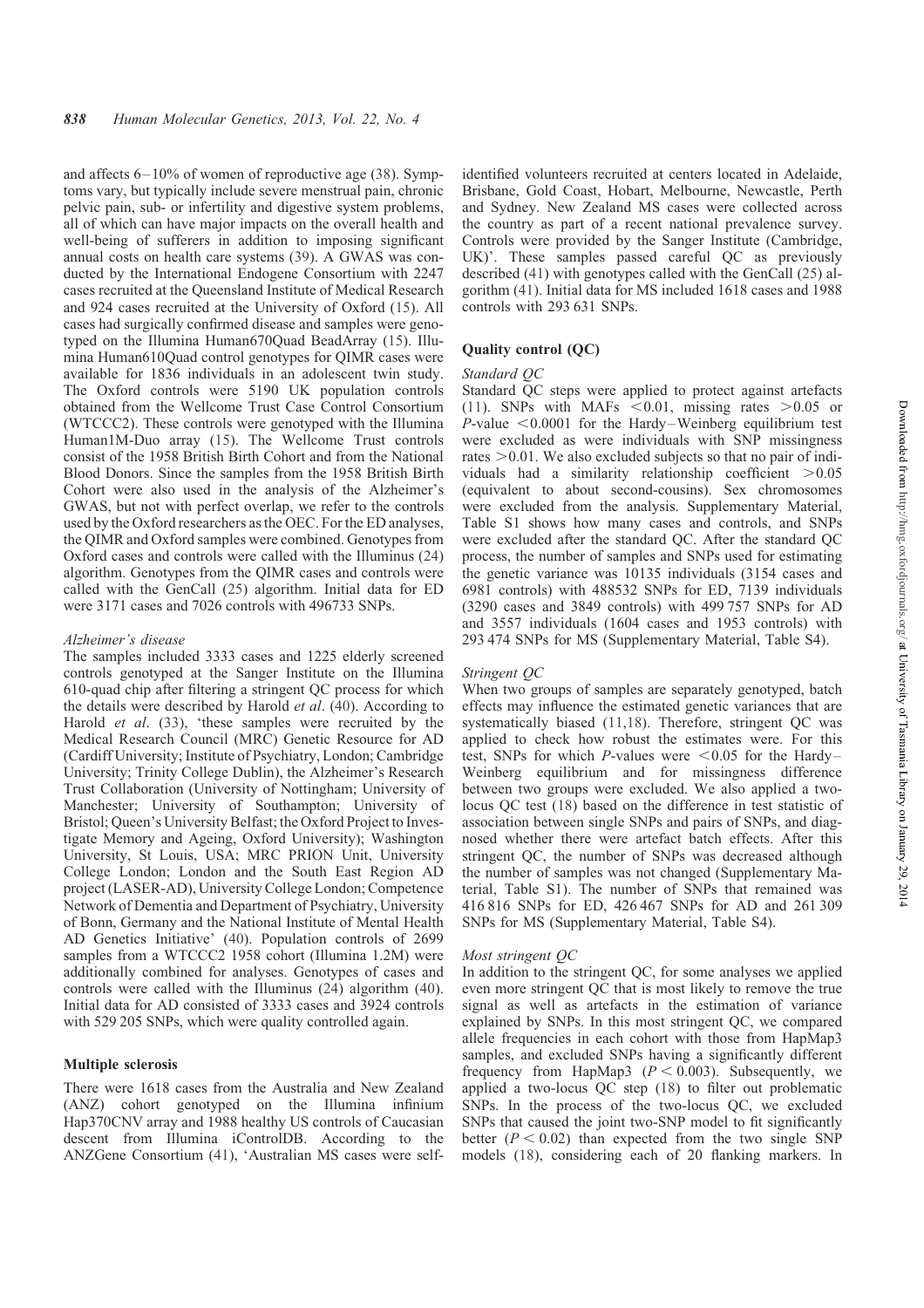and affects 6–10% of women of reproductive age (38). Symptoms vary, but typically include severe menstrual pain, chronic pelvic pain, sub- or infertility and digestive system problems, all of which can have major impacts on the overall health and well-being of sufferers in addition to imposing significant annual costs on health care systems (39). A GWAS was conducted by the International Endogene Consortium with 2247 cases recruited at the Queensland Institute of Medical Research and 924 cases recruited at the University of Oxford (15). All cases had surgically confirmed disease and samples were genotyped on the Illumina Human670Quad BeadArray (15). Illumina Human610Quad control genotypes for QIMR cases were available for 1836 individuals in an adolescent twin study. The Oxford controls were 5190 UK population controls obtained from the Wellcome Trust Case Control Consortium (WTCCC2). These controls were genotyped with the Illumina Human1M-Duo array (15). The Wellcome Trust controls consist of the 1958 British Birth Cohort and from the National Blood Donors. Since the samples from the 1958 British Birth Cohort were also used in the analysis of the Alzheimer's GWAS, but not with perfect overlap, we refer to the controls used by the Oxford researchers as the OEC. For the ED analyses, the QIMR and Oxford samples were combined. Genotypes from Oxford cases and controls were called with the Illuminus (24) algorithm. Genotypes from the QIMR cases and controls were called with the GenCall (25) algorithm. Initial data for ED were 3171 cases and 7026 controls with 496733 SNPs.

#### *Alzheimer's disease*

The samples included 3333 cases and 1225 elderly screened controls genotyped at the Sanger Institute on the Illumina 610-quad chip after filtering a stringent QC process for which the details were described by Harold *et al*. (40). According to Harold *et al*. (33), 'these samples were recruited by the Medical Research Council (MRC) Genetic Resource for AD (Cardiff University; Institute of Psychiatry, London; Cambridge University; Trinity College Dublin), the Alzheimer's Research Trust Collaboration (University of Nottingham; University of Manchester; University of Southampton; University of Bristol; Queen's University Belfast; the Oxford Project to Investigate Memory and Ageing, Oxford University); Washington University, St Louis, USA; MRC PRION Unit, University College London; London and the South East Region AD project (LASER-AD), University College London; Competence Network of Dementia and Department of Psychiatry, University of Bonn, Germany and the National Institute of Mental Health AD Genetics Initiative' (40). Population controls of 2699 samples from a WTCCC2 1958 cohort (Illumina 1.2M) were additionally combined for analyses. Genotypes of cases and controls were called with the Illuminus (24) algorithm (40). Initial data for AD consisted of 3333 cases and 3924 controls with 529 205 SNPs, which were quality controlled again.

### Multiple sclerosis

There were 1618 cases from the Australia and New Zealand (ANZ) cohort genotyped on the Illumina infinium Hap370CNV array and 1988 healthy US controls of Caucasian descent from Illumina iControlDB. According to the ANZGene Consortium (41), 'Australian MS cases were self-identified volunteers recruited at centers located in Adelaide, Brisbane, Gold Coast, Hobart, Melbourne, Newcastle, Perth and Sydney. New Zealand MS cases were collected across the country as part of a recent national prevalence survey. Controls were provided by the Sanger Institute (Cambridge, UK)'. These samples passed careful QC as previously described (41) with genotypes called with the GenCall (25) algorithm (41). Initial data for MS included 1618 cases and 1988 controls with 293 631 SNPs.

### Quality control (QC)

#### *Standard QC*

Standard QC steps were applied to protect against artefacts (11). SNPs with MAFs $<0.01$, missing rates $>0.05$ or $P$-value $<0.0001$ for the Hardy–Weinberg equilibrium test were excluded as were individuals with SNP missingness rates $>0.01$. We also excluded subjects so that no pair of individuals had a similarity relationship coefficient $>0.05$ (equivalent to about second-cousins). Sex chromosomes were excluded from the analysis. Supplementary Material, Table S1 shows how many cases and controls, and SNPs were excluded after the standard QC. After the standard QC process, the number of samples and SNPs used for estimating the genetic variance was 10135 individuals (3154 cases and 6981 controls) with 488532 SNPs for ED, 7139 individuals (3290 cases and 3849 controls) with 499 757 SNPs for AD and 3557 individuals (1604 cases and 1953 controls) with 293 474 SNPs for MS (Supplementary Material, Table S4).

#### *Stringent QC*

When two groups of samples are separately genotyped, batch effects may influence the estimated genetic variances that are systematically biased (11,18). Therefore, stringent QC was applied to check how robust the estimates were. For this test, SNPs for which $P$-values were $<0.05$ for the Hardy–Weinberg equilibrium and for missingness difference between two groups were excluded. We also applied a two-locus QC test (18) based on the difference in test statistic of association between single SNPs and pairs of SNPs, and diagnosed whether there were artefact batch effects. After this stringent QC, the number of SNPs was decreased although the number of samples was not changed (Supplementary Material, Table S1). The number of SNPs that remained was 416 816 SNPs for ED, 426 467 SNPs for AD and 261 309 SNPs for MS (Supplementary Material, Table S4).

#### *Most stringent QC*

In addition to the stringent QC, for some analyses we applied even more stringent QC that is most likely to remove the true signal as well as artefacts in the estimation of variance explained by SNPs. In this most stringent QC, we compared allele frequencies in each cohort with those from HapMap3 samples, and excluded SNPs having a significantly different frequency from HapMap3 ($P < 0.003$). Subsequently, we applied a two-locus QC step (18) to filter out problematic SNPs. In the process of the two-locus QC, we excluded SNPs that caused the joint two-SNP model to fit significantly better ($P < 0.02$) than expected from the two single SNP models (18), considering each of 20 flanking markers. In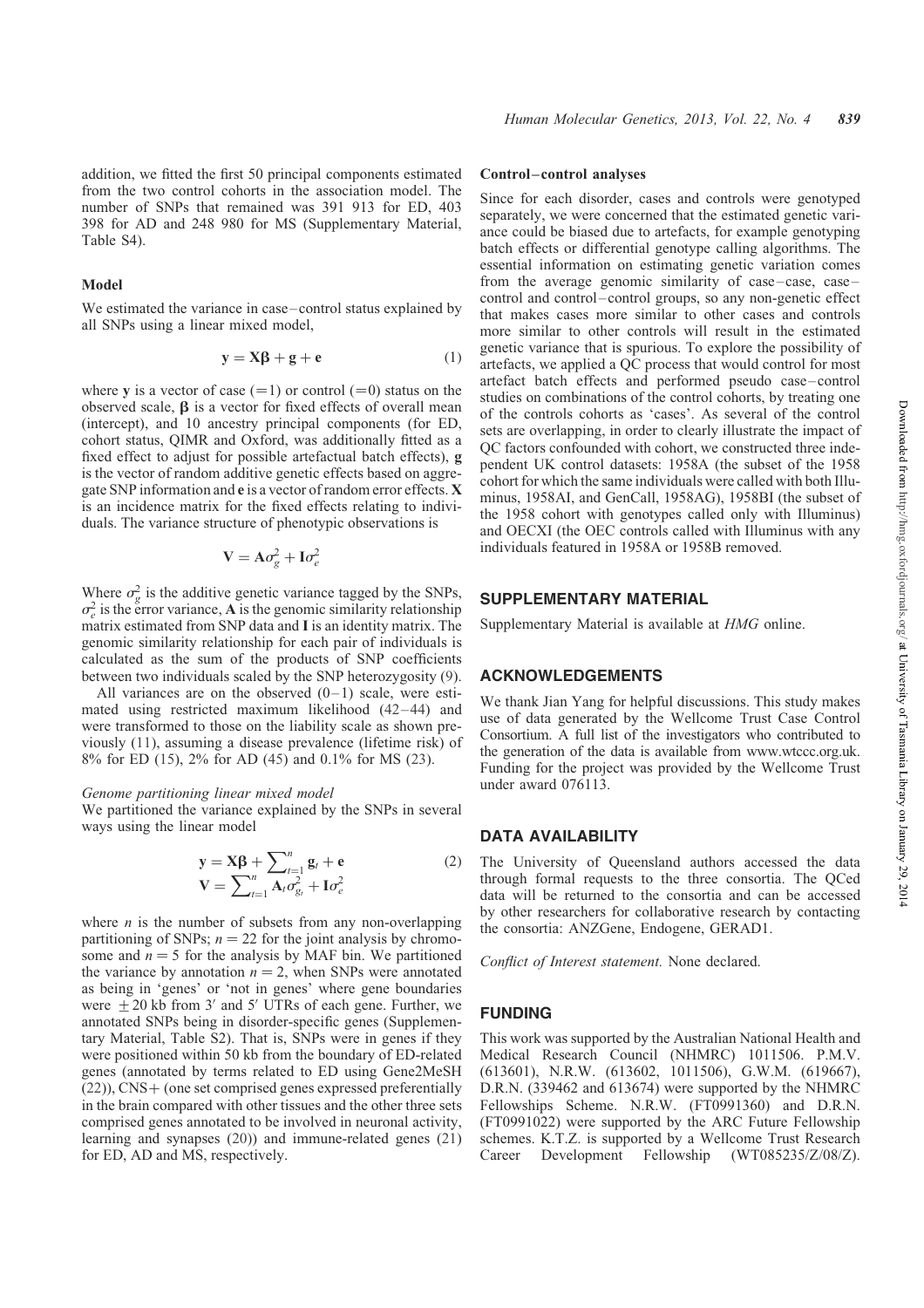addition, we fitted the first 50 principal components estimated from the two control cohorts in the association model. The number of SNPs that remained was 391 913 for ED, 403 398 for AD and 248 980 for MS (Supplementary Material, Table S4).

### Model

We estimated the variance in case–control status explained by all SNPs using a linear mixed model,

$$\mathbf{y} = \mathbf{X}\boldsymbol{\beta} + \mathbf{g} + \mathbf{e} \tag{1}$$

where $\mathbf{y}$ is a vector of case (=1) or control (=0) status on the observed scale, $\boldsymbol{\beta}$ is a vector for fixed effects of overall mean (intercept), and 10 ancestry principal components (for ED, cohort status, QIMR and Oxford, was additionally fitted as a fixed effect to adjust for possible artefactual batch effects), $\mathbf{g}$ is the vector of random additive genetic effects based on aggregate SNP information and $\mathbf{e}$ is a vector of random error effects. $\mathbf{X}$ is an incidence matrix for the fixed effects relating to individuals. The variance structure of phenotypic observations is

$$\mathbf{V} = \mathbf{A}\sigma_g^2 + \mathbf{I}\sigma_e^2$$

Where $\sigma_g^2$ is the additive genetic variance tagged by the SNPs, $\sigma_e^2$ is the error variance, $\mathbf{A}$ is the genomic similarity relationship matrix estimated from SNP data and $\mathbf{I}$ is an identity matrix. The genomic similarity relationship for each pair of individuals is calculated as the sum of the products of SNP coefficients between two individuals scaled by the SNP heterozygosity (9).

All variances are on the observed (0–1) scale, were estimated using restricted maximum likelihood (42–44) and were transformed to those on the liability scale as shown previously (11), assuming a disease prevalence (lifetime risk) of 8% for ED (15), 2% for AD (45) and 0.1% for MS (23).

#### *Genome partitioning linear mixed model*

We partitioned the variance explained by the SNPs in several ways using the linear model

$$\begin{aligned} \mathbf{y} &= \mathbf{X}\boldsymbol{\beta} + \sum\nolimits_{t=1}^{n} \mathbf{g}_t + \mathbf{e} \\ \mathbf{V} &= \sum\nolimits_{t=1}^{n} \mathbf{A}_t\sigma_{g_t}^2 + \mathbf{I}\sigma_e^2 \end{aligned} \tag{2}$$

where $n$ is the number of subsets from any non-overlapping partitioning of SNPs; $n = 22$ for the joint analysis by chromosome and $n = 5$ for the analysis by MAF bin. We partitioned the variance by annotation $n = 2$, when SNPs were annotated as being in 'genes' or 'not in genes' where gene boundaries were $\pm 20$ kb from 3′ and 5′ UTRs of each gene. Further, we annotated SNPs being in disorder-specific genes (Supplementary Material, Table S2). That is, SNPs were in genes if they were positioned within 50 kb from the boundary of ED-related genes (annotated by terms related to ED using Gene2MeSH (22)), CNS+ (one set comprised genes expressed preferentially in the brain compared with other tissues and the other three sets comprised genes annotated to be involved in neuronal activity, learning and synapses (20)) and immune-related genes (21) for ED, AD and MS, respectively.

### Control–control analyses

Since for each disorder, cases and controls were genotyped separately, we were concerned that the estimated genetic variance could be biased due to artefacts, for example genotyping batch effects or differential genotype calling algorithms. The essential information on estimating genetic variation comes from the average genomic similarity of case–case, case–control and control–control groups, so any non-genetic effect that makes cases more similar to other cases and controls more similar to other controls will result in the estimated genetic variance that is spurious. To explore the possibility of artefacts, we applied a QC process that would control for most artefact batch effects and performed pseudo case–control studies on combinations of the control cohorts, by treating one of the controls cohorts as 'cases'. As several of the control sets are overlapping, in order to clearly illustrate the impact of QC factors confounded with cohort, we constructed three independent UK control datasets: 1958A (the subset of the 1958 cohort for which the same individuals were called with both Illuminus, 1958AI, and GenCall, 1958AG), 1958BI (the subset of the 1958 cohort with genotypes called only with Illuminus) and OECXI (the OEC controls called with Illuminus with any individuals featured in 1958A or 1958B removed.

## SUPPLEMENTARY MATERIAL

Supplementary Material is available at *HMG* online.

## ACKNOWLEDGEMENTS

We thank Jian Yang for helpful discussions. This study makes use of data generated by the Wellcome Trust Case Control Consortium. A full list of the investigators who contributed to the generation of the data is available from www.wtccc.org.uk. Funding for the project was provided by the Wellcome Trust under award 076113.

## DATA AVAILABILITY

The University of Queensland authors accessed the data through formal requests to the three consortia. The QCed data will be returned to the consortia and can be accessed by other researchers for collaborative research by contacting the consortia: ANZGene, Endogene, GERAD1.

*Conflict of Interest statement.* None declared.

## FUNDING

This work was supported by the Australian National Health and Medical Research Council (NHMRC) 1011506. P.M.V. (613601), N.R.W. (613602, 1011506), G.W.M. (619667), D.R.N. (339462 and 613674) were supported by the NHMRC Fellowships Scheme. N.R.W. (FT0991360) and D.R.N. (FT0991022) were supported by the ARC Future Fellowship schemes. K.T.Z. is supported by a Wellcome Trust Research Career Development Fellowship (WT085235/Z/08/Z).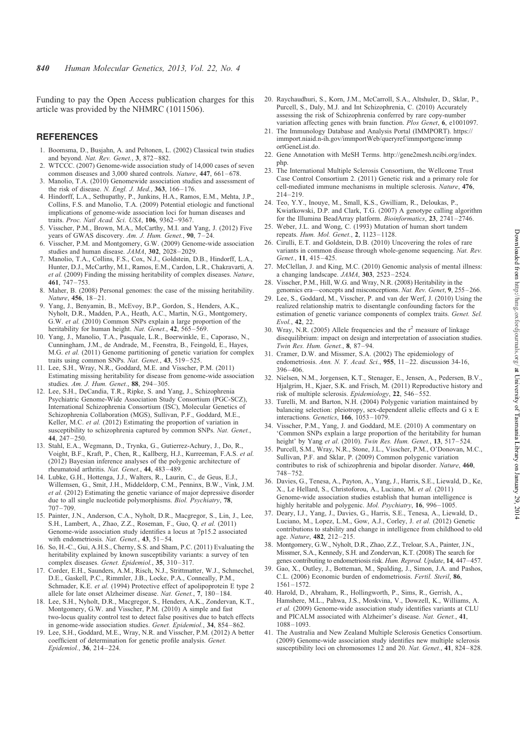Funding to pay the Open Access publication charges for this article was provided by the NHMRC (1011506).

## REFERENCES

1. Boomsma, D., Busjahn, A. and Peltonen, L. (2002) Classical twin studies and beyond. *Nat. Rev. Genet.*, **3**, 872–882.
2. WTCCC. (2007) Genome-wide association study of 14,000 cases of seven common diseases and 3,000 shared controls. *Nature*, **447**, 661–678.
3. Manolio, T.A. (2010) Genomewide association studies and assessment of the risk of disease. *N. Engl. J. Med.*, **363**, 166–176.
4. Hindorff, L.A., Sethupathy, P., Junkins, H.A., Ramos, E.M., Mehta, J.P., Collins, F.S. and Manolio, T.A. (2009) Potential etiologic and functional implications of genome-wide association loci for human diseases and traits. *Proc. Natl Acad. Sci. USA*, **106**, 9362–9367.
5. Visscher, P.M., Brown, M.A., McCarthy, M.I. and Yang, J. (2012) Five years of GWAS discovery. *Am. J. Hum. Genet.*, **90**, 7–24.
6. Visscher, P.M. and Montgomery, G.W. (2009) Genome-wide association studies and human disease. *JAMA*, **302**, 2028–2029.
7. Manolio, T.A., Collins, F.S., Cox, N.J., Goldstein, D.B., Hindorff, L.A., Hunter, D.J., McCarthy, M.I., Ramos, E.M., Cardon, L.R., Chakravarti, A. *et al.* (2009) Finding the missing heritability of complex diseases. *Nature*, **461**, 747–753.
8. Maher, B. (2008) Personal genomes: the case of the missing heritability. *Nature*, **456**, 18–21.
9. Yang, J., Benyamin, B., McEvoy, B.P., Gordon, S., Henders, A.K., Nyholt, D.R., Madden, P.A., Heath, A.C., Martin, N.G., Montgomery, G.W. *et al.* (2010) Common SNPs explain a large proportion of the heritability for human height. *Nat. Genet.*, **42**, 565–569.
10. Yang, J., Manolio, T.A., Pasquale, L.R., Boerwinkle, E., Caporaso, N., Cunningham, J.M., de Andrade, M., Feenstra, B., Feingold, E., Hayes, M.G. *et al.* (2011) Genome partitioning of genetic variation for complex traits using common SNPs. *Nat. Genet.*, **43**, 519–525.
11. Lee, S.H., Wray, N.R., Goddard, M.E. and Visscher, P.M. (2011) Estimating missing heritability for disease from genome-wide association studies. *Am. J. Hum. Genet.*, **88**, 294–305.
12. Lee, S.H., DeCandia, T.R., Ripke, S. and Yang, J., Schizophrenia Psychiatric Genome-Wide Association Study Consortium (PGC-SCZ), International Schizophrenia Consortium (ISC), Molecular Genetics of Schizophrenia Collaboration (MGS), Sullivan, P.F., Goddard, M.E., Keller, M.C. *et al.* (2012) Estimating the proportion of variation in susceptibility to schizophrenia captured by common SNPs. *Nat. Genet.*, **44**, 247–250.
13. Stahl, E.A., Wegmann, D., Trynka, G., Gutierrez-Achury, J., Do, R., Voight, B.F., Kraft, P., Chen, R., Kallberg, H.J., Kurreeman, F.A.S. *et al.* (2012) Bayesian inference analyses of the polygenic architecture of rheumatoid arthritis. *Nat. Genet.*, **44**, 483–489.
14. Lubke, G.H., Hottenga, J.J., Walters, R., Laurin, C., de Geus, E.J., Willemsen, G., Smit, J.H., Middeldorp, C.M., Penninx, B.W., Vink, J.M. *et al.* (2012) Estimating the genetic variance of major depressive disorder due to all single nucleotide polymorphisms. *Biol. Psychiatry*, **78**, 707–709.
15. Painter, J.N., Anderson, C.A., Nyholt, D.R., Macgregor, S., Lin, J., Lee, S.H., Lambert, A., Zhao, Z.Z., Roseman, F., Guo, Q. *et al.* (2011) Genome-wide association study identifies a locus at 7p15.2 associated with endometriosis. *Nat. Genet.*, **43**, 51–54.
16. So, H.-C., Gui, A.H.S., Cherny, S.S. and Sham, P.C. (2011) Evaluating the heritability explained by known susceptibility variants: a survey of ten complex diseases. *Genet. Epidemiol.*, **35**, 310–317.
17. Corder, E.H., Saunders, A.M., Risch, N.J., Strittmatter, W.J., Schmechel, D.E., Gaskell, P.C., Rimmler, J.B., Locke, P.A., Conneally, P.M., Schmader, K.E. *et al.* (1994) Protective effect of apolipoprotein E type 2 allele for late onset Alzheimer disease. *Nat. Genet.*, **7**, 180–184.
18. Lee, S.H., Nyholt, D.R., Macgregor, S., Henders, A.K., Zondervan, K.T., Montgomery, G.W. and Visscher, P.M. (2010) A simple and fast two-locus quality control test to detect false positives due to batch effects in genome-wide association studies. *Genet. Epidemiol.*, **34**, 854–862.
19. Lee, S.H., Goddard, M.E., Wray, N.R. and Visscher, P.M. (2012) A better coefficient of determination for genetic profile analysis. *Genet. Epidemiol.*, **36**, 214–224.
20. Raychaudhuri, S., Korn, J.M., McCarroll, S.A., Altshuler, D., Sklar, P., Purcell, S., Daly, M.J. and Int Schizophrenia, C. (2010) Accurately assessing the risk of Schizophrenia conferred by rare copy-number variation affecting genes with brain function. *Plos Genet*, **6**, e1001097.
21. The Immunology Database and Analysis Portal (IMMPORT). https://immport.niaid.n-ih.gov/immportWeb/queryref/immportgene/immportGeneList.do.
22. Gene Annotation with MeSH Terms. http://gene2mesh.ncbi.org/index.php.
23. The International Multiple Sclerosis Consortium, the Wellcome Trust Case Control Consortium 2. (2011) Genetic risk and a primary role for cell-mediated immune mechanisms in multiple sclerosis. *Nature*, **476**, 214–219.
24. Teo, Y.Y., Inouye, M., Small, K.S., Gwilliam, R., Deloukas, P., Kwiatkowski, D.P. and Clark, T.G. (2007) A genotype calling algorithm for the Illumina BeadArray platform. *Bioinformatics*, **23**, 2741–2746.
25. Weber, J.L. and Wong, C. (1993) Mutation of human short tandem repeats. *Hum. Mol. Genet.*, **2**, 1123–1128.
26. Cirulli, E.T. and Goldstein, D.B. (2010) Uncovering the roles of rare variants in common disease through whole-genome sequencing. *Nat. Rev. Genet.*, **11**, 415–425.
27. McClellan, J. and King, M.C. (2010) Genomic analysis of mental illness: a changing landscape. *JAMA*, **303**, 2523–2524.
28. Visscher, P.M., Hill, W.G. and Wray, N.R. (2008) Heritability in the genomics era—concepts and misconceptions. *Nat. Rev. Genet*, **9**, 255–266.
29. Lee, S., Goddard, M., Visscher, P. and van der Werf, J. (2010) Using the realized relationship matrix to disentangle confounding factors for the estimation of genetic variance components of complex traits. *Genet. Sel. Evol.*, **42**, 22.
30. Wray, N.R. (2005) Allele frequencies and the $r^2$ measure of linkage disequilibrium: impact on design and interpretation of association studies. *Twin Res. Hum. Genet.*, **8**, 87–94.
31. Cramer, D.W. and Missmer, S.A. (2002) The epidemiology of endometriosis. *Ann. N. Y. Acad. Sci.*, **955**, 11–22. discussion 34-16, 396–406.
32. Nielsen, N.M., Jorgensen, K.T., Stenager, E., Jensen, A., Pedersen, B.V., Hjalgrim, H., Kjaer, S.K. and Frisch, M. (2011) Reproductive history and risk of multiple sclerosis. *Epidemiology*, **22**, 546–552.
33. Turelli, M. and Barton, N.H. (2004) Polygenic variation maintained by balancing selection: pleiotropy, sex-dependent allelic effects and G x E interactions. *Genetics*, **166**, 1053–1079.
34. Visscher, P.M., Yang, J. and Goddard, M.E. (2010) A commentary on 'Common SNPs explain a large proportion of the heritability for human height' by Yang *et al*. (2010). *Twin Res. Hum. Genet.*, **13**, 517–524.
35. Purcell, S.M., Wray, N.R., Stone, J.L., Visscher, P.M., O'Donovan, M.C., Sullivan, P.F. and Sklar, P. (2009) Common polygenic variation contributes to risk of schizophrenia and bipolar disorder. *Nature*, **460**, 748–752.
36. Davies, G., Tenesa, A., Payton, A., Yang, J., Harris, S.E., Liewald, D., Ke, X., Le Hellard, S., Christoforou, A., Luciano, M. *et al.* (2011) Genome-wide association studies establish that human intelligence is highly heritable and polygenic. *Mol. Psychiatry*, **16**, 996–1005.
37. Deary, I.J., Yang, J., Davies, G., Harris, S.E., Tenesa, A., Liewald, D., Luciano, M., Lopez, L.M., Gow, A.J., Corley, J. *et al.* (2012) Genetic contributions to stability and change in intelligence from childhood to old age. *Nature*, **482**, 212–215.
38. Montgomery, G.W., Nyholt, D.R., Zhao, Z.Z., Treloar, S.A., Painter, J.N., Missmer, S.A., Kennedy, S.H. and Zondervan, K.T. (2008) The search for genes contributing to endometriosis risk. *Hum. Reprod. Update*, **14**, 447–457.
39. Gao, X., Outley, J., Botteman, M., Spalding, J., Simon, J.A. and Pashos, C.L. (2006) Economic burden of endometriosis. *Fertil. Steril*, **86**, 1561–1572.
40. Harold, D., Abraham, R., Hollingworth, P., Sims, R., Gerrish, A., Hamshere, M.L., Pahwa, J.S., Moskvina, V., Dowzell, K., Williams, A. *et al.* (2009) Genome-wide association study identifies variants at CLU and PICALM associated with Alzheimer's disease. *Nat. Genet.*, **41**, 1088–1093.
41. The Australia and New Zealand Multiple Sclerosis Genetics Consortium. (2009) Genome-wide association study identifies new multiple sclerosis susceptibility loci on chromosomes 12 and 20. *Nat. Genet.*, **41**, 824–828.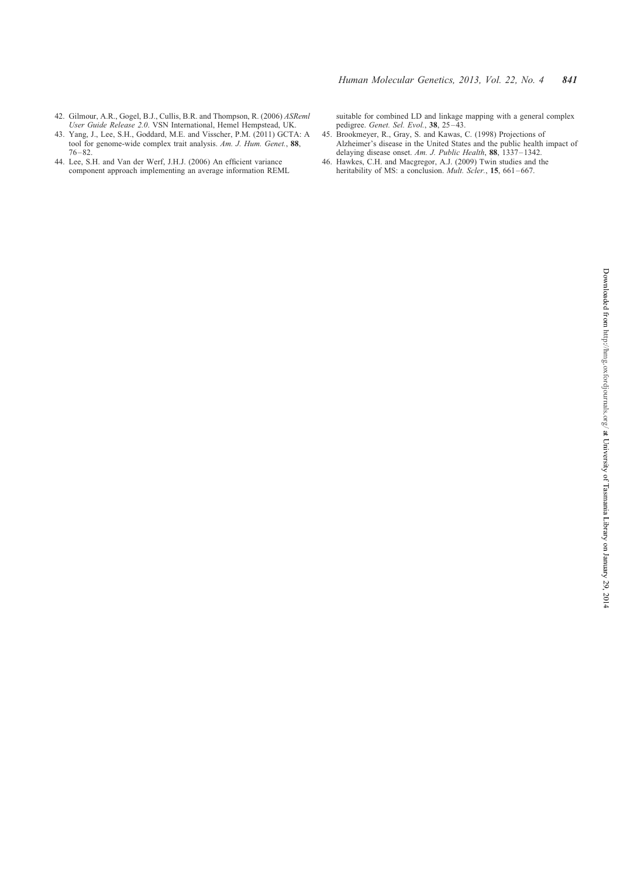42. Gilmour, A.R., Gogel, B.J., Cullis, B.R. and Thompson, R. (2006) *ASReml User Guide Release 2.0*. VSN International, Hemel Hempstead, UK.
43. Yang, J., Lee, S.H., Goddard, M.E. and Visscher, P.M. (2011) GCTA: A tool for genome-wide complex trait analysis. *Am. J. Hum. Genet.*, **88**, 76–82.
44. Lee, S.H. and Van der Werf, J.H.J. (2006) An efficient variance component approach implementing an average information REML suitable for combined LD and linkage mapping with a general complex pedigree. *Genet. Sel. Evol.*, **38**, 25–43.
45. Brookmeyer, R., Gray, S. and Kawas, C. (1998) Projections of Alzheimer's disease in the United States and the public health impact of delaying disease onset. *Am. J. Public Health*, **88**, 1337–1342.
46. Hawkes, C.H. and Macgregor, A.J. (2009) Twin studies and the heritability of MS: a conclusion. *Mult. Scler.*, **15**, 661–667.